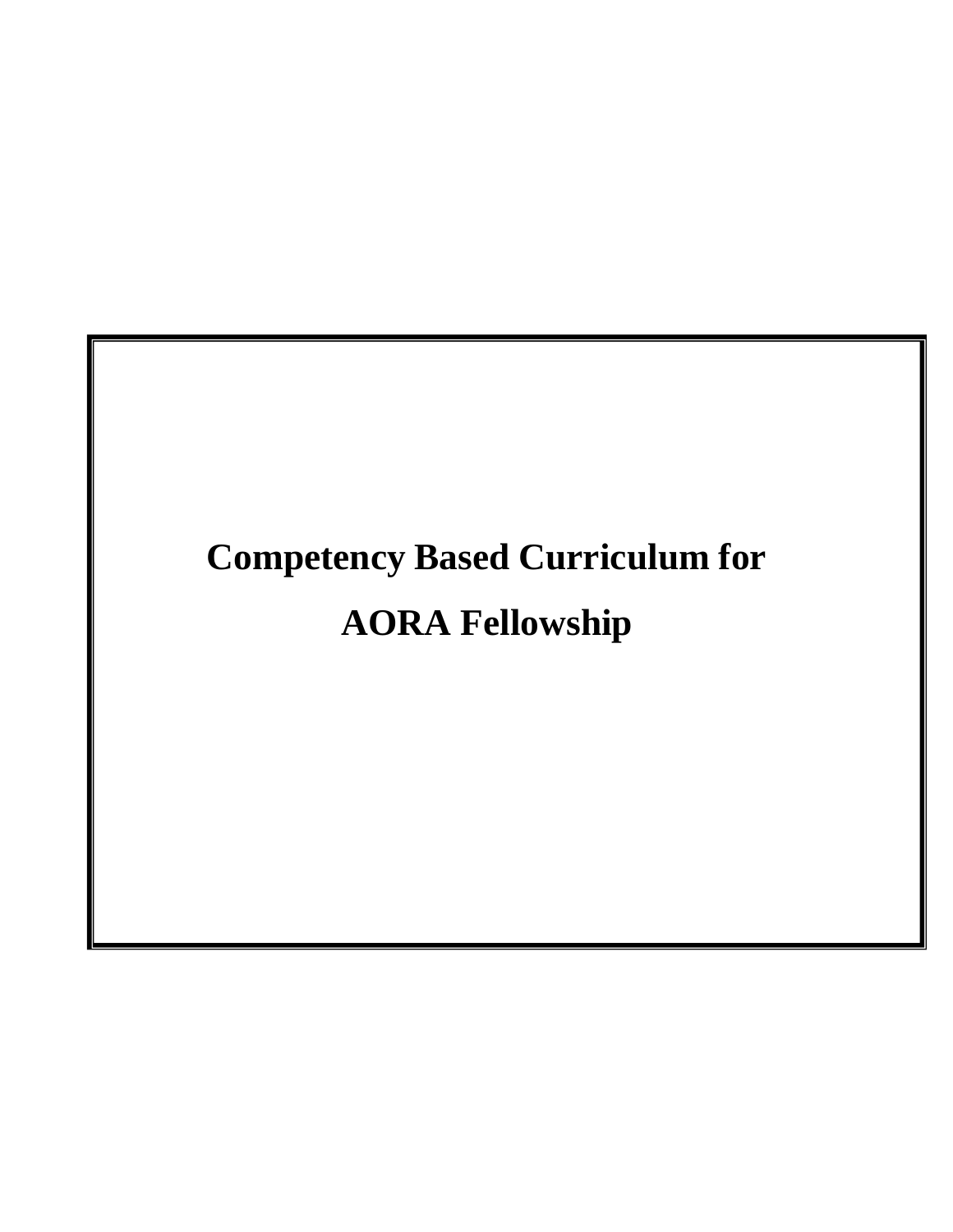# Competency Based Curriculum for AORA Fellowship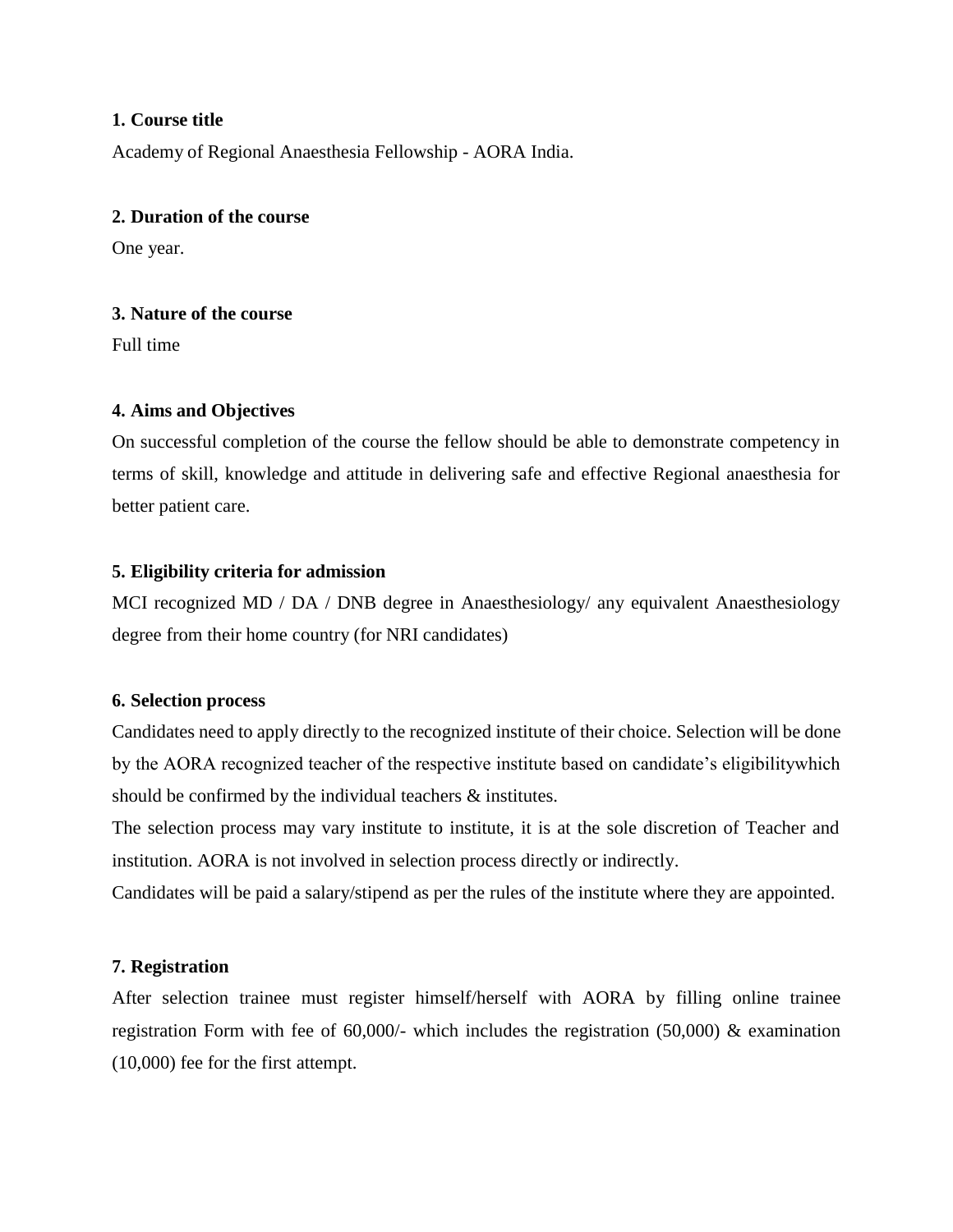**1. Course title**

Academy of Regional Anaesthesia Fellowship - AORA India.

**2. Duration of the course**

One year.

**3. Nature of the course**

Full time

**4. Aims and Objectives**

On successful completion of the course the fellow should be able to demonstrate competency in terms of skill, knowledge and attitude in delivering safe and effective Regional anaesthesia for better patient care.

**5. Eligibility criteria for admission**

MCI recognized MD / DA / DNB degree in Anaesthesiology/ any equivalent Anaesthesiology degree from their home country (for NRI candidates)

**6. Selection process**

Candidates need to apply directly to the recognized institute of their choice. Selection will be done by the AORA recognized teacher of the respective institute based on candidate's eligibilitywhich should be confirmed by the individual teachers & institutes.

The selection process may vary institute to institute, it is at the sole discretion of Teacher and institution. AORA is not involved in selection process directly or indirectly.

Candidates will be paid a salary/stipend as per the rules of the institute where they are appointed.

**7. Registration**

After selection trainee must register himself/herself with AORA by filling online trainee registration Form with fee of 60,000/- which includes the registration (50,000) & examination (10,000) fee for the first attempt.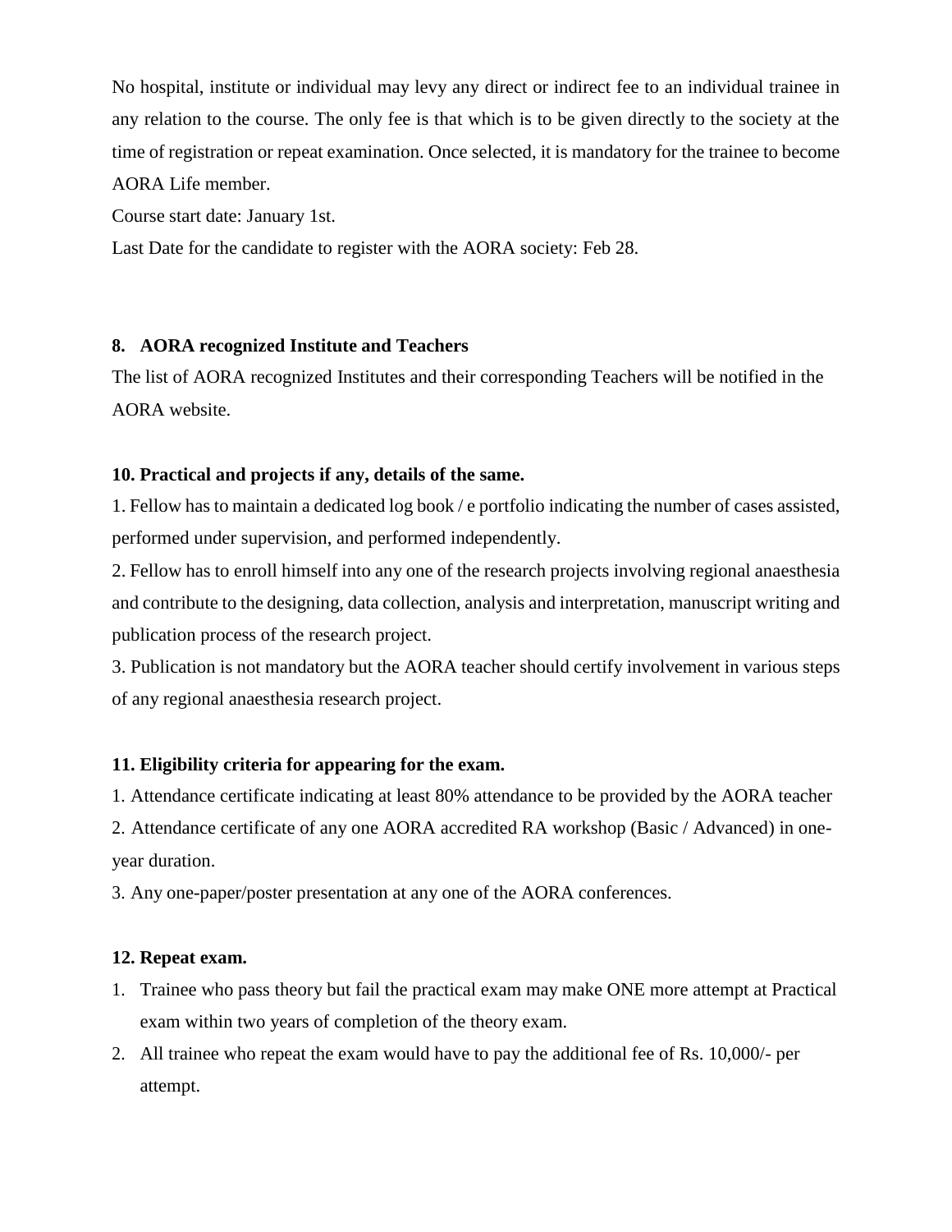No hospital, institute or individual may levy any direct or indirect fee to an individual trainee in any relation to the course. The only fee is that which is to be given directly to the society at the time of registration or repeat examination. Once selected, it is mandatory for the trainee to become AORA Life member.

Course start date: January 1st.

Last Date for the candidate to register with the AORA society: Feb 28.

**8. AORA recognized Institute and Teachers**

The list of AORA recognized Institutes and their corresponding Teachers will be notified in the AORA website.

**10. Practical and projects if any, details of the same.**

1. Fellow has to maintain a dedicated log book / e portfolio indicating the number of cases assisted, performed under supervision, and performed independently.
2. Fellow has to enroll himself into any one of the research projects involving regional anaesthesia and contribute to the designing, data collection, analysis and interpretation, manuscript writing and publication process of the research project.
3. Publication is not mandatory but the AORA teacher should certify involvement in various steps of any regional anaesthesia research project.

**11. Eligibility criteria for appearing for the exam.**

1. Attendance certificate indicating at least 80% attendance to be provided by the AORA teacher
2. Attendance certificate of any one AORA accredited RA workshop (Basic / Advanced) in one-year duration.
3. Any one-paper/poster presentation at any one of the AORA conferences.

**12. Repeat exam.**

1. Trainee who pass theory but fail the practical exam may make ONE more attempt at Practical exam within two years of completion of the theory exam.
2. All trainee who repeat the exam would have to pay the additional fee of Rs. 10,000/- per attempt.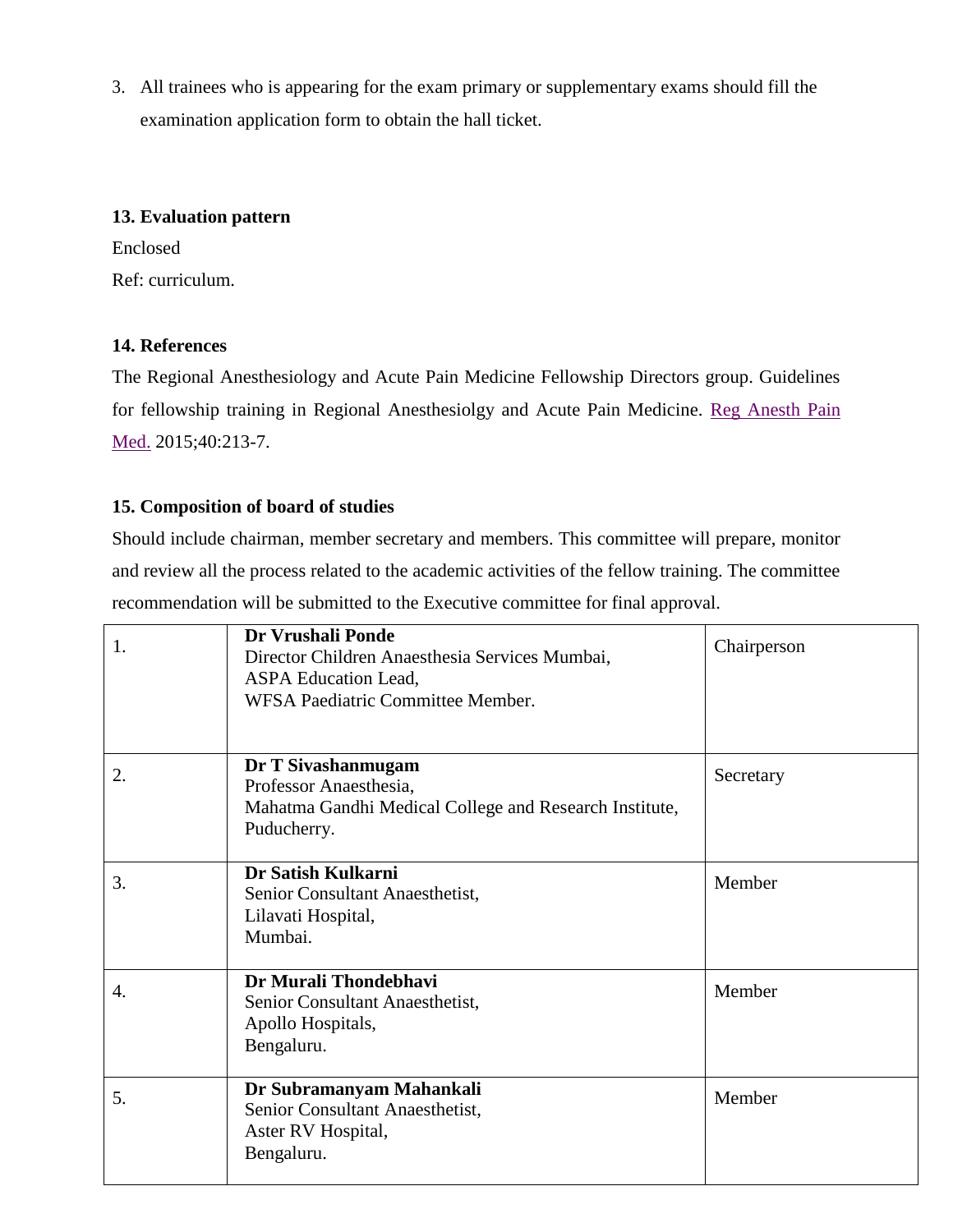3. All trainees who is appearing for the exam primary or supplementary exams should fill the examination application form to obtain the hall ticket.

**13. Evaluation pattern**

Enclosed

Ref: curriculum.

**14. References**

The Regional Anesthesiology and Acute Pain Medicine Fellowship Directors group. Guidelines for fellowship training in Regional Anesthesiolgy and Acute Pain Medicine. Reg Anesth Pain Med. 2015;40:213-7.

**15. Composition of board of studies**

Should include chairman, member secretary and members. This committee will prepare, monitor and review all the process related to the academic activities of the fellow training. The committee recommendation will be submitted to the Executive committee for final approval.

| | | |
|---|---|---|
| 1. | **Dr Vrushali Ponde**<br>Director Children Anaesthesia Services Mumbai,<br>ASPA Education Lead,<br>WFSA Paediatric Committee Member. | Chairperson |
| 2. | **Dr T Sivashanmugam**<br>Professor Anaesthesia,<br>Mahatma Gandhi Medical College and Research Institute,<br>Puducherry. | Secretary |
| 3. | **Dr Satish Kulkarni**<br>Senior Consultant Anaesthetist,<br>Lilavati Hospital,<br>Mumbai. | Member |
| 4. | **Dr Murali Thondebhavi**<br>Senior Consultant Anaesthetist,<br>Apollo Hospitals,<br>Bengaluru. | Member |
| 5. | **Dr Subramanyam Mahankali**<br>Senior Consultant Anaesthetist,<br>Aster RV Hospital,<br>Bengaluru. | Member |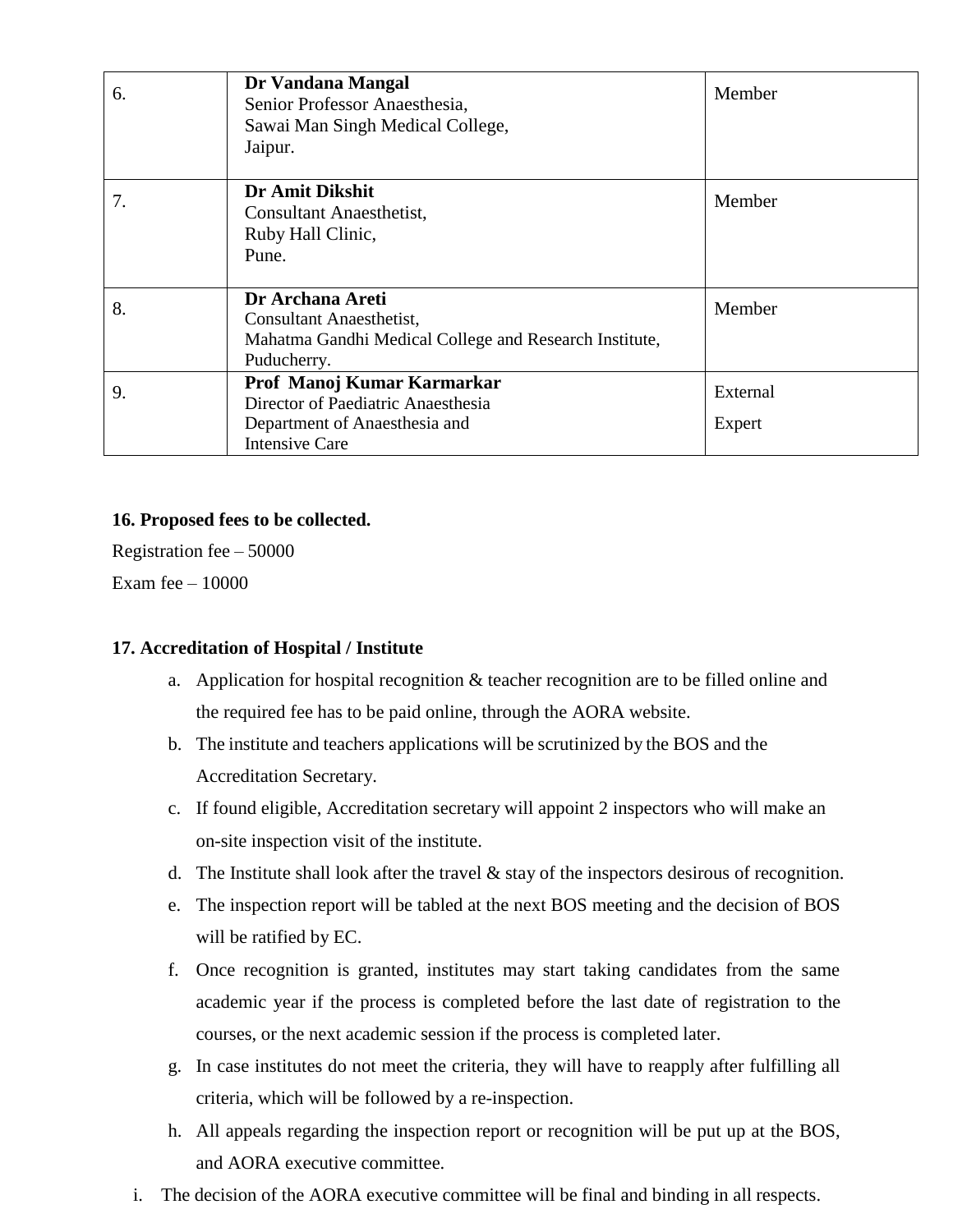| | | |
|---|---|---|
| 6. | **Dr Vandana Mangal**<br>Senior Professor Anaesthesia,<br>Sawai Man Singh Medical College,<br>Jaipur. | Member |
| 7. | **Dr Amit Dikshit**<br>Consultant Anaesthetist,<br>Ruby Hall Clinic,<br>Pune. | Member |
| 8. | **Dr Archana Areti**<br>Consultant Anaesthetist,<br>Mahatma Gandhi Medical College and Research Institute,<br>Puducherry. | Member |
| 9. | **Prof Manoj Kumar Karmarkar**<br>Director of Paediatric Anaesthesia<br>Department of Anaesthesia and<br>Intensive Care | External<br>Expert |

**16. Proposed fees to be collected.**

Registration fee – 50000

Exam fee – 10000

**17. Accreditation of Hospital / Institute**

a. Application for hospital recognition & teacher recognition are to be filled online and the required fee has to be paid online, through the AORA website.
b. The institute and teachers applications will be scrutinized by the BOS and the Accreditation Secretary.
c. If found eligible, Accreditation secretary will appoint 2 inspectors who will make an on-site inspection visit of the institute.
d. The Institute shall look after the travel & stay of the inspectors desirous of recognition.
e. The inspection report will be tabled at the next BOS meeting and the decision of BOS will be ratified by EC.
f. Once recognition is granted, institutes may start taking candidates from the same academic year if the process is completed before the last date of registration to the courses, or the next academic session if the process is completed later.
g. In case institutes do not meet the criteria, they will have to reapply after fulfilling all criteria, which will be followed by a re-inspection.
h. All appeals regarding the inspection report or recognition will be put up at the BOS, and AORA executive committee.
i. The decision of the AORA executive committee will be final and binding in all respects.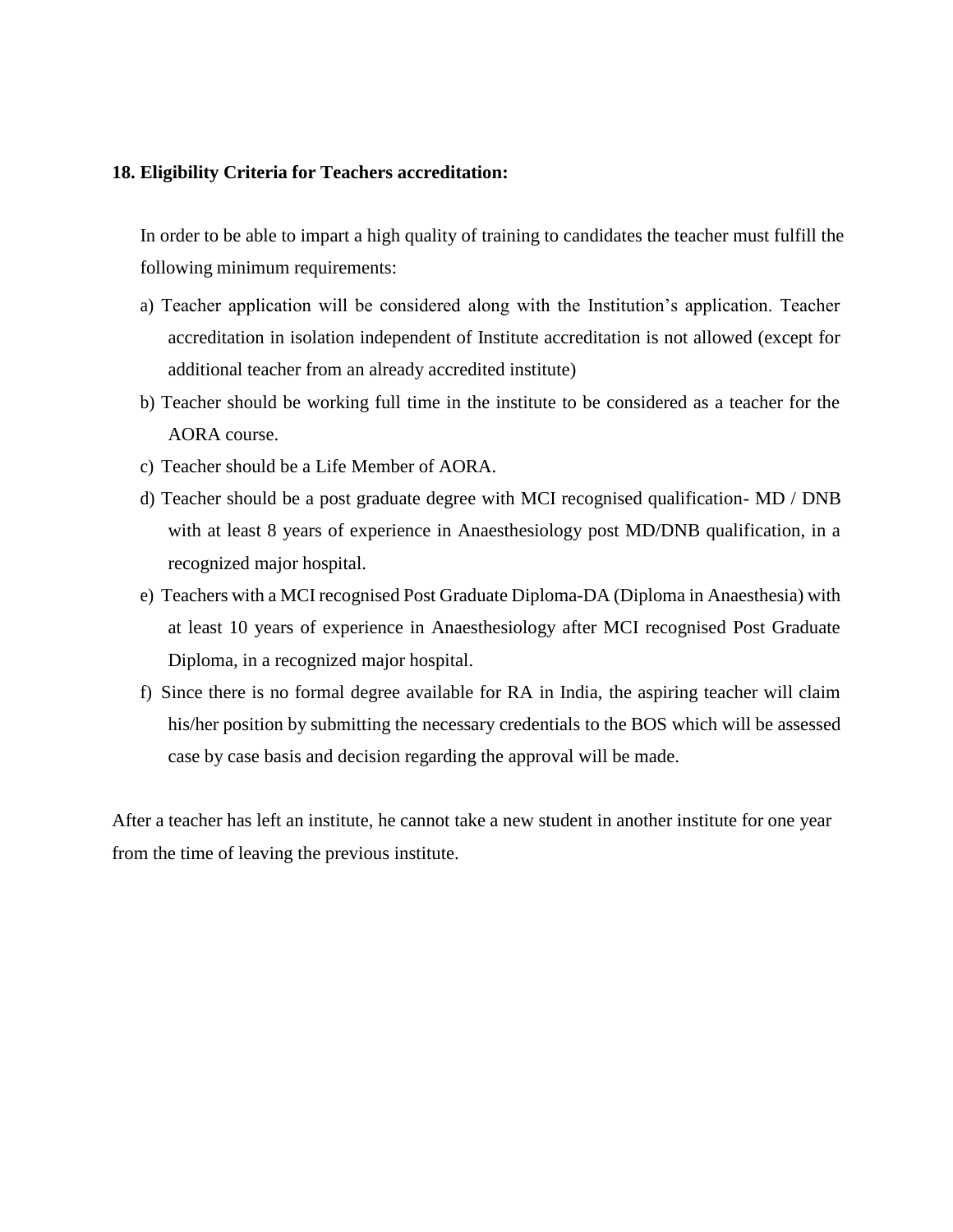**18. Eligibility Criteria for Teachers accreditation:**

In order to be able to impart a high quality of training to candidates the teacher must fulfill the following minimum requirements:

a) Teacher application will be considered along with the Institution's application. Teacher accreditation in isolation independent of Institute accreditation is not allowed (except for additional teacher from an already accredited institute)

b) Teacher should be working full time in the institute to be considered as a teacher for the AORA course.

c) Teacher should be a Life Member of AORA.

d) Teacher should be a post graduate degree with MCI recognised qualification- MD / DNB with at least 8 years of experience in Anaesthesiology post MD/DNB qualification, in a recognized major hospital.

e) Teachers with a MCI recognised Post Graduate Diploma-DA (Diploma in Anaesthesia) with at least 10 years of experience in Anaesthesiology after MCI recognised Post Graduate Diploma, in a recognized major hospital.

f) Since there is no formal degree available for RA in India, the aspiring teacher will claim his/her position by submitting the necessary credentials to the BOS which will be assessed case by case basis and decision regarding the approval will be made.

After a teacher has left an institute, he cannot take a new student in another institute for one year from the time of leaving the previous institute.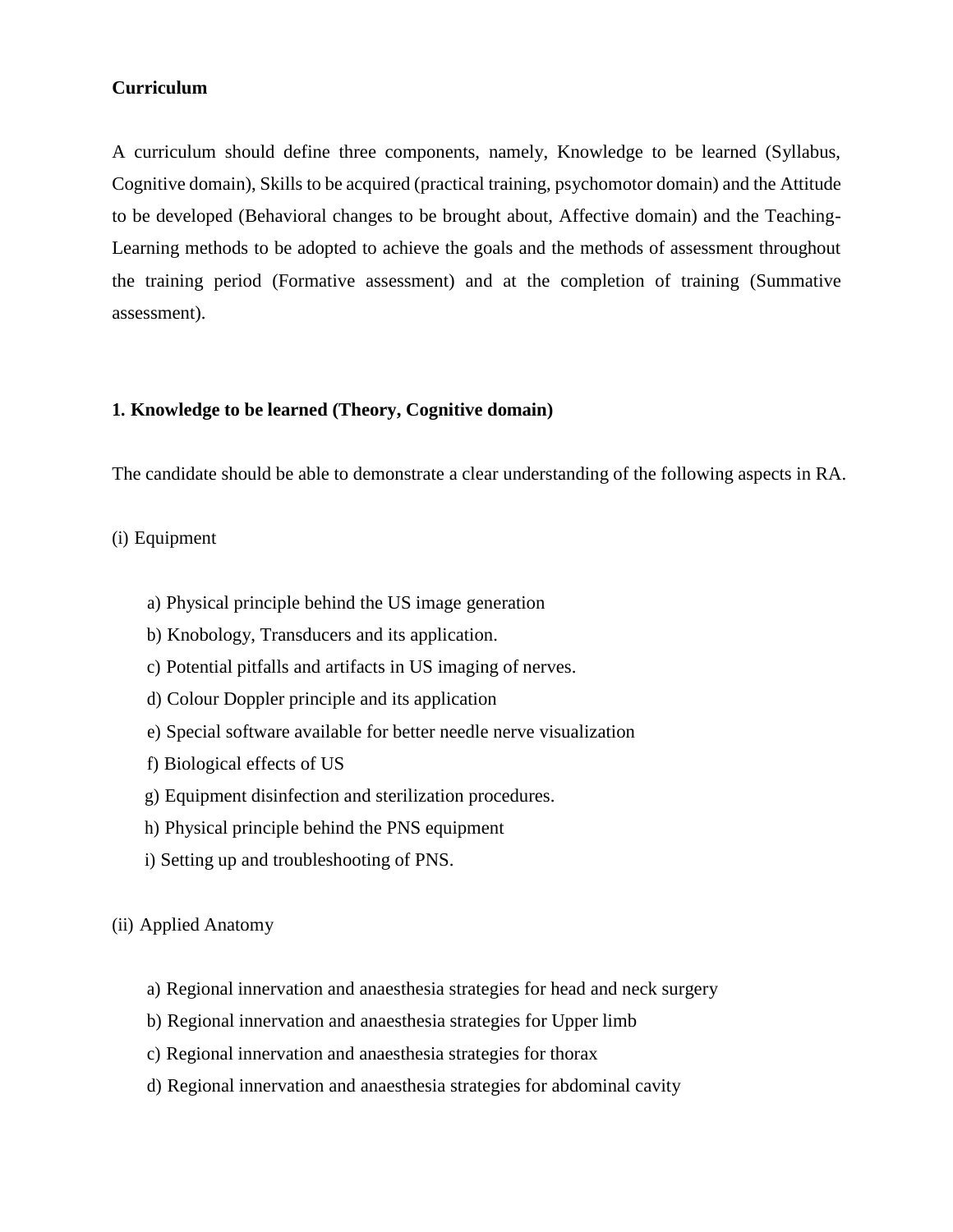**Curriculum**

A curriculum should define three components, namely, Knowledge to be learned (Syllabus, Cognitive domain), Skills to be acquired (practical training, psychomotor domain) and the Attitude to be developed (Behavioral changes to be brought about, Affective domain) and the Teaching-Learning methods to be adopted to achieve the goals and the methods of assessment throughout the training period (Formative assessment) and at the completion of training (Summative assessment).

**1. Knowledge to be learned (Theory, Cognitive domain)**

The candidate should be able to demonstrate a clear understanding of the following aspects in RA.

(i) Equipment

- a) Physical principle behind the US image generation
- b) Knobology, Transducers and its application.
- c) Potential pitfalls and artifacts in US imaging of nerves.
- d) Colour Doppler principle and its application
- e) Special software available for better needle nerve visualization
- f) Biological effects of US
- g) Equipment disinfection and sterilization procedures.
- h) Physical principle behind the PNS equipment
- i) Setting up and troubleshooting of PNS.

(ii) Applied Anatomy

- a) Regional innervation and anaesthesia strategies for head and neck surgery
- b) Regional innervation and anaesthesia strategies for Upper limb
- c) Regional innervation and anaesthesia strategies for thorax
- d) Regional innervation and anaesthesia strategies for abdominal cavity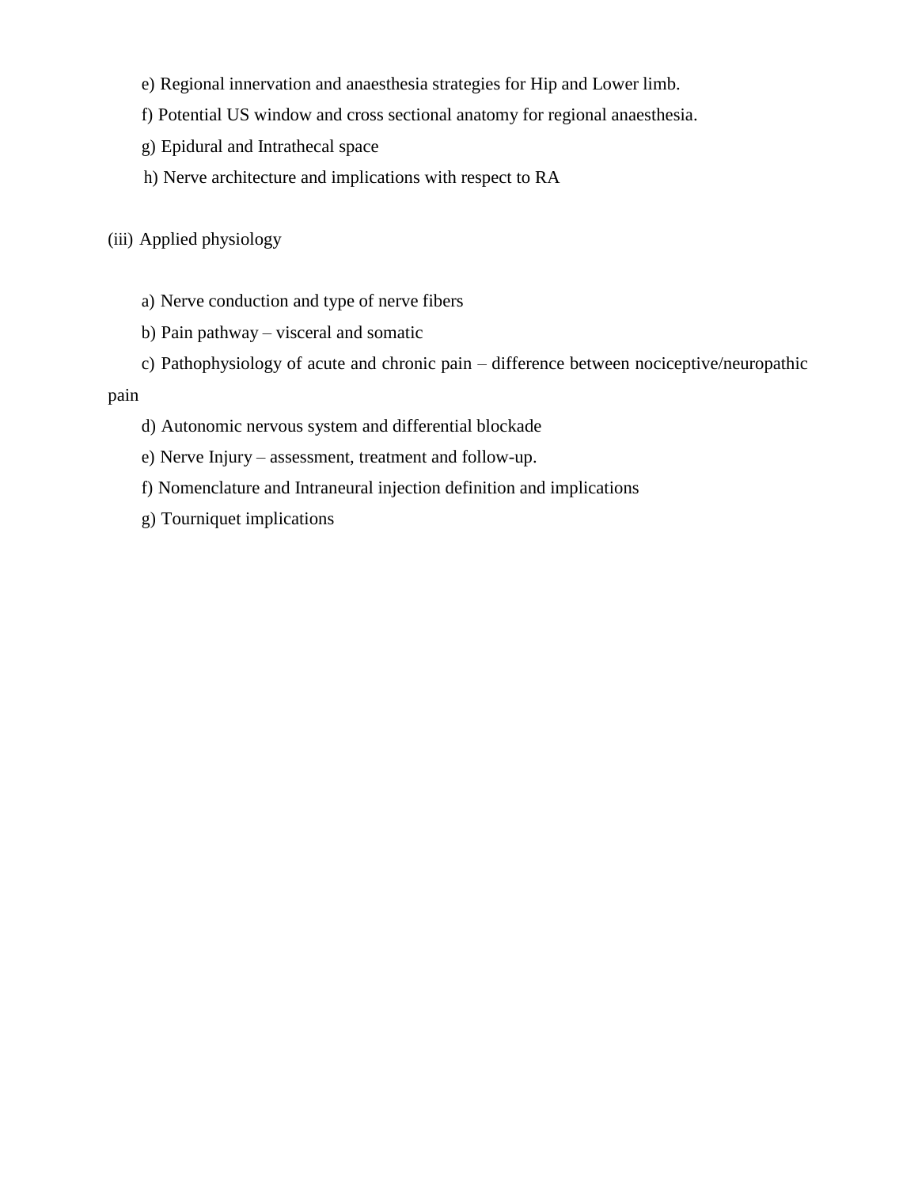e) Regional innervation and anaesthesia strategies for Hip and Lower limb.

f) Potential US window and cross sectional anatomy for regional anaesthesia.

g) Epidural and Intrathecal space

h) Nerve architecture and implications with respect to RA

(iii) Applied physiology

a) Nerve conduction and type of nerve fibers

b) Pain pathway – visceral and somatic

c) Pathophysiology of acute and chronic pain – difference between nociceptive/neuropathic pain

d) Autonomic nervous system and differential blockade

e) Nerve Injury – assessment, treatment and follow-up.

f) Nomenclature and Intraneural injection definition and implications

g) Tourniquet implications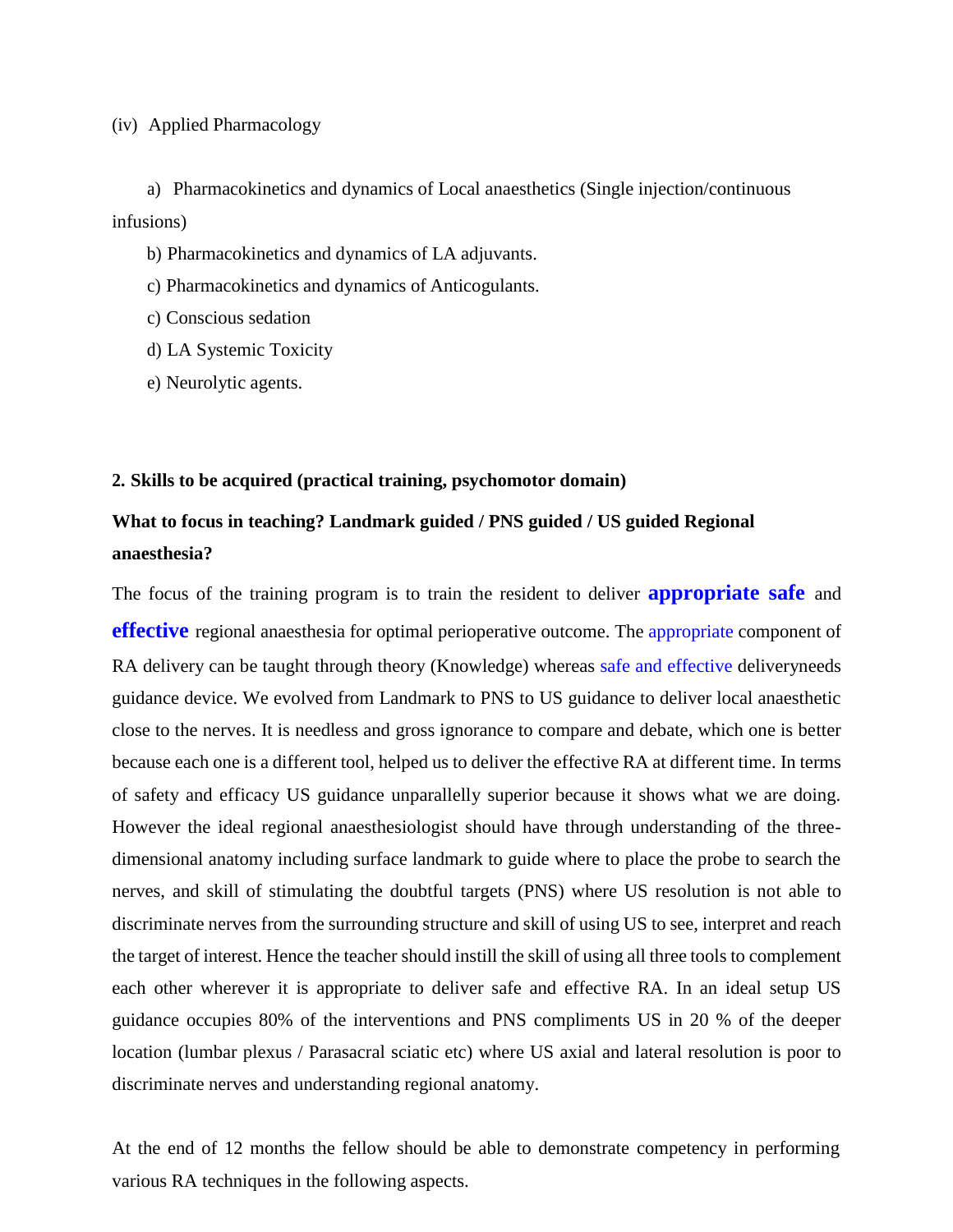(iv) Applied Pharmacology

a) Pharmacokinetics and dynamics of Local anaesthetics (Single injection/continuous infusions)

b) Pharmacokinetics and dynamics of LA adjuvants.

c) Pharmacokinetics and dynamics of Anticogulants.

c) Conscious sedation

d) LA Systemic Toxicity

e) Neurolytic agents.

**2. Skills to be acquired (practical training, psychomotor domain)**

**What to focus in teaching? Landmark guided / PNS guided / US guided Regional anaesthesia?**

The focus of the training program is to train the resident to deliver **appropriate safe** and **effective** regional anaesthesia for optimal perioperative outcome. The appropriate component of RA delivery can be taught through theory (Knowledge) whereas safe and effective deliveryneeds guidance device. We evolved from Landmark to PNS to US guidance to deliver local anaesthetic close to the nerves. It is needless and gross ignorance to compare and debate, which one is better because each one is a different tool, helped us to deliver the effective RA at different time. In terms of safety and efficacy US guidance unparallelly superior because it shows what we are doing. However the ideal regional anaesthesiologist should have through understanding of the three-dimensional anatomy including surface landmark to guide where to place the probe to search the nerves, and skill of stimulating the doubtful targets (PNS) where US resolution is not able to discriminate nerves from the surrounding structure and skill of using US to see, interpret and reach the target of interest. Hence the teacher should instill the skill of using all three tools to complement each other wherever it is appropriate to deliver safe and effective RA. In an ideal setup US guidance occupies 80% of the interventions and PNS compliments US in 20 % of the deeper location (lumbar plexus / Parasacral sciatic etc) where US axial and lateral resolution is poor to discriminate nerves and understanding regional anatomy.

At the end of 12 months the fellow should be able to demonstrate competency in performing various RA techniques in the following aspects.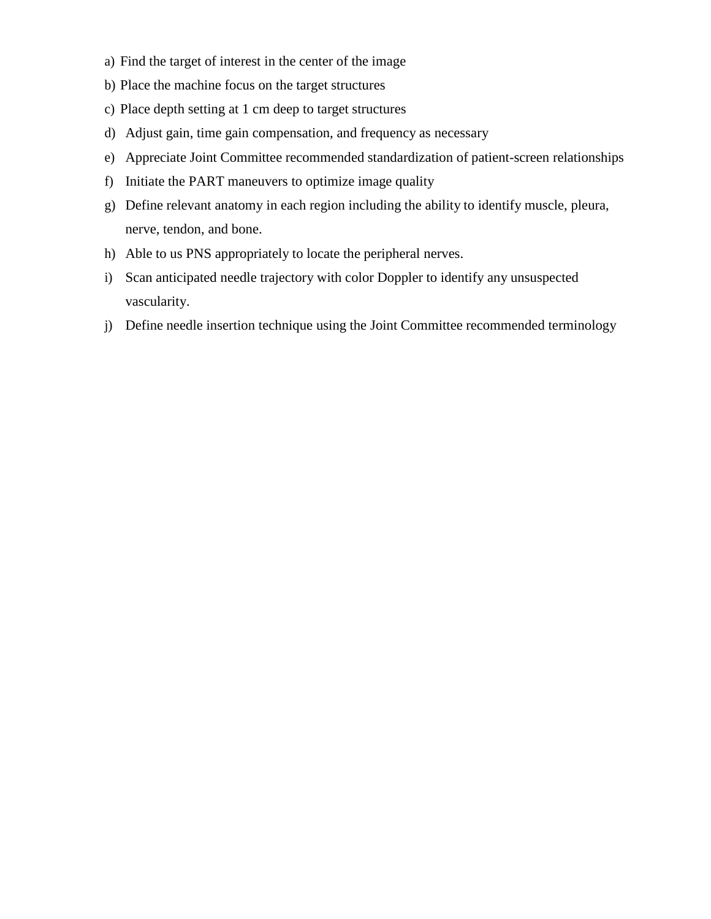a) Find the target of interest in the center of the image
b) Place the machine focus on the target structures
c) Place depth setting at 1 cm deep to target structures
d) Adjust gain, time gain compensation, and frequency as necessary
e) Appreciate Joint Committee recommended standardization of patient-screen relationships
f) Initiate the PART maneuvers to optimize image quality
g) Define relevant anatomy in each region including the ability to identify muscle, pleura, nerve, tendon, and bone.
h) Able to us PNS appropriately to locate the peripheral nerves.
i) Scan anticipated needle trajectory with color Doppler to identify any unsuspected vascularity.
j) Define needle insertion technique using the Joint Committee recommended terminology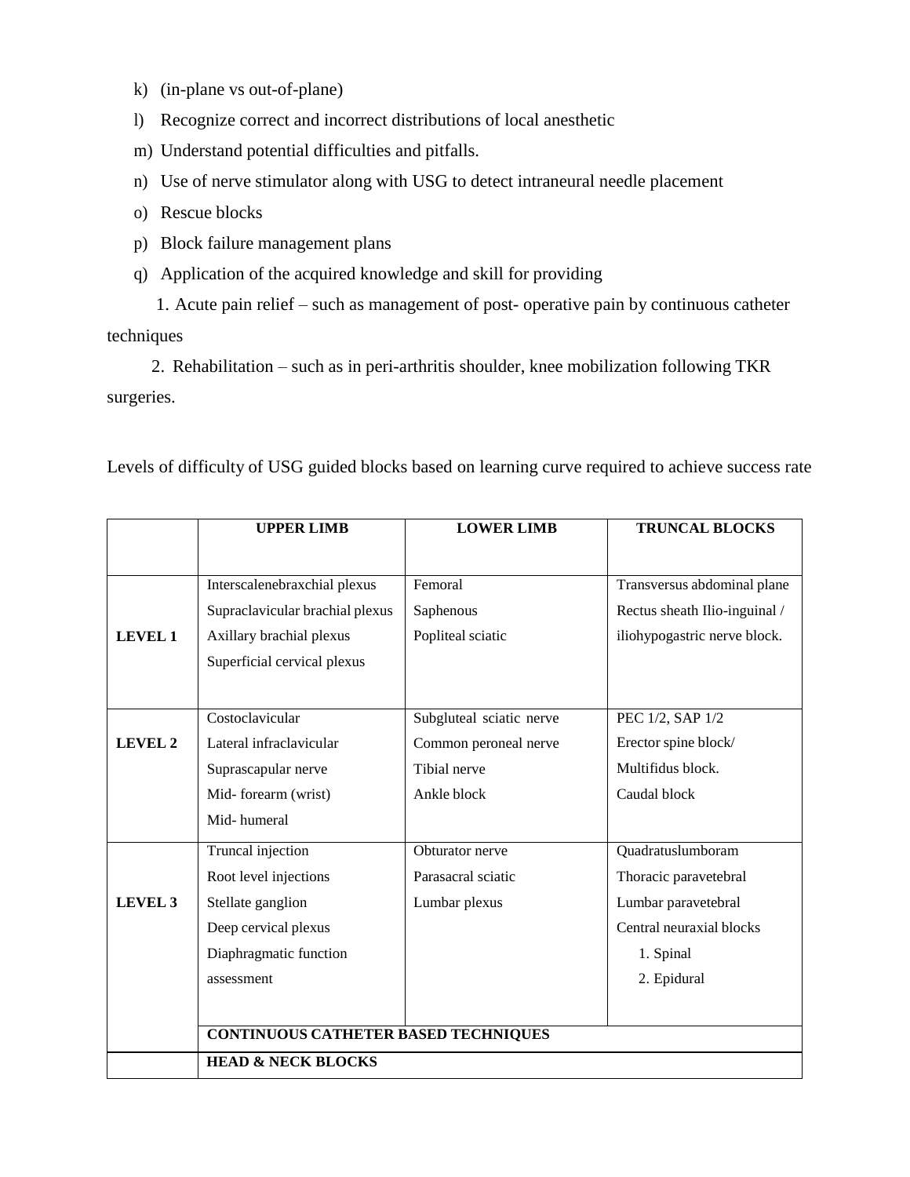k) (in-plane vs out-of-plane)

l) Recognize correct and incorrect distributions of local anesthetic

m) Understand potential difficulties and pitfalls.

n) Use of nerve stimulator along with USG to detect intraneural needle placement

o) Rescue blocks

p) Block failure management plans

q) Application of the acquired knowledge and skill for providing

1. Acute pain relief – such as management of post- operative pain by continuous catheter techniques

2. Rehabilitation – such as in peri-arthritis shoulder, knee mobilization following TKR surgeries.

Levels of difficulty of USG guided blocks based on learning curve required to achieve success rate

| | **UPPER LIMB** | **LOWER LIMB** | **TRUNCAL BLOCKS** |
|---|---|---|---|
| **LEVEL 1** | Interscalenebraxchial plexus<br>Supraclavicular brachial plexus<br>Axillary brachial plexus<br>Superficial cervical plexus | Femoral<br>Saphenous<br>Popliteal sciatic | Transversus abdominal plane<br>Rectus sheath Ilio-inguinal / iliohypogastric nerve block. |
| **LEVEL 2** | Costoclavicular<br>Lateral infraclavicular<br>Suprascapular nerve<br>Mid- forearm (wrist)<br>Mid- humeral | Subgluteal sciatic nerve<br>Common peroneal nerve<br>Tibial nerve<br>Ankle block | PEC 1/2, SAP 1/2<br>Erector spine block/<br>Multifidus block.<br>Caudal block |
| **LEVEL 3** | Truncal injection<br>Root level injections<br>Stellate ganglion<br>Deep cervical plexus<br>Diaphragmatic function assessment | Obturator nerve<br>Parasacral sciatic<br>Lumbar plexus | Quadratuslumboram<br>Thoracic paravetebral<br>Lumbar paravetebral<br>Central neuraxial blocks<br>1. Spinal<br>2. Epidural |
| | **CONTINUOUS CATHETER BASED TECHNIQUES** | | |
| | **HEAD & NECK BLOCKS** | | |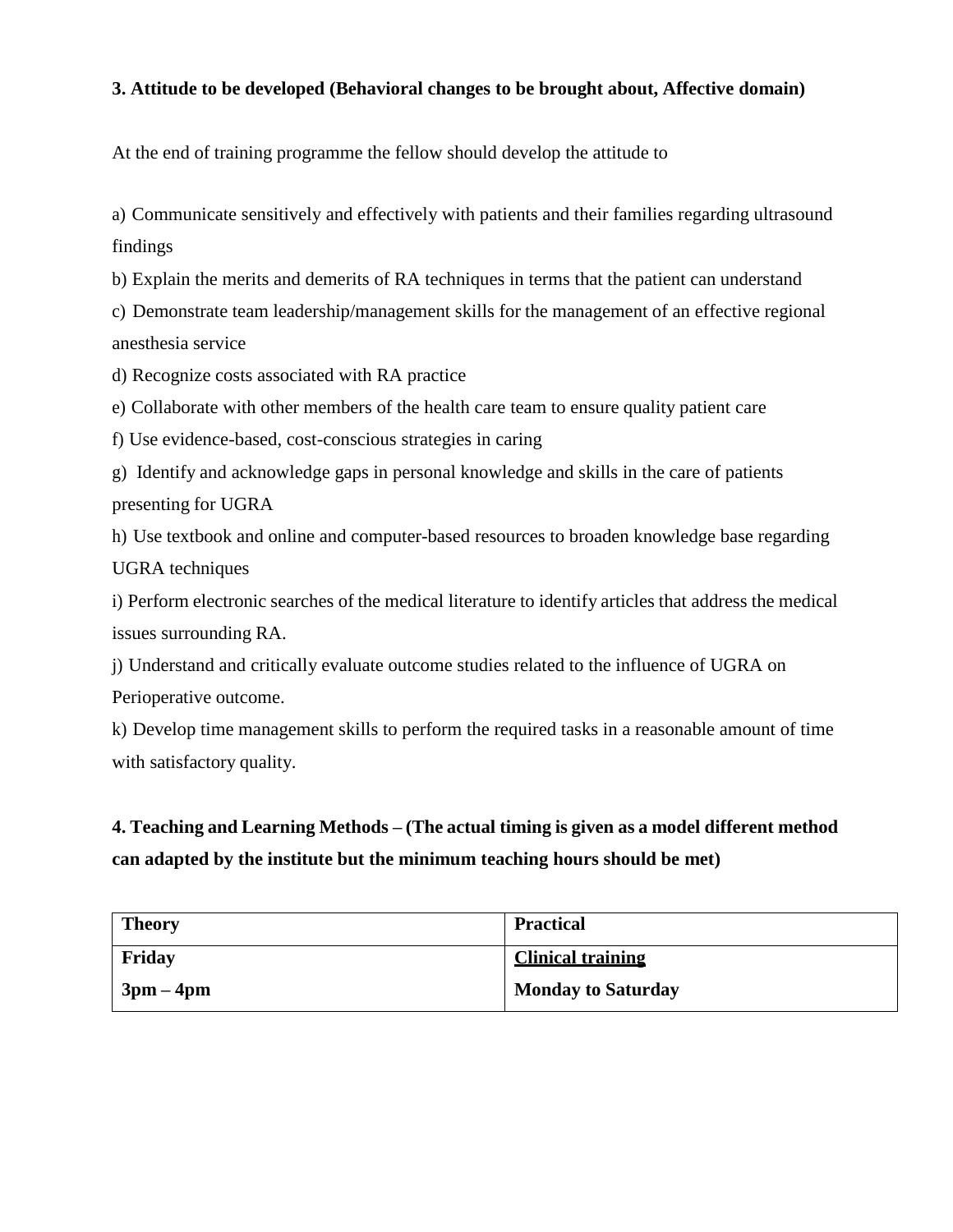**3. Attitude to be developed (Behavioral changes to be brought about, Affective domain)**

At the end of training programme the fellow should develop the attitude to

a) Communicate sensitively and effectively with patients and their families regarding ultrasound findings

b) Explain the merits and demerits of RA techniques in terms that the patient can understand

c) Demonstrate team leadership/management skills for the management of an effective regional anesthesia service

d) Recognize costs associated with RA practice

e) Collaborate with other members of the health care team to ensure quality patient care

f) Use evidence-based, cost-conscious strategies in caring

g) Identify and acknowledge gaps in personal knowledge and skills in the care of patients presenting for UGRA

h) Use textbook and online and computer-based resources to broaden knowledge base regarding UGRA techniques

i) Perform electronic searches of the medical literature to identify articles that address the medical issues surrounding RA.

j) Understand and critically evaluate outcome studies related to the influence of UGRA on Perioperative outcome.

k) Develop time management skills to perform the required tasks in a reasonable amount of time with satisfactory quality.

**4. Teaching and Learning Methods – (The actual timing is given as a model different method can adapted by the institute but the minimum teaching hours should be met)**

| **Theory** | **Practical** |
|---|---|
| **Friday**<br>**3pm – 4pm** | <u>**Clinical training**</u><br>**Monday to Saturday** |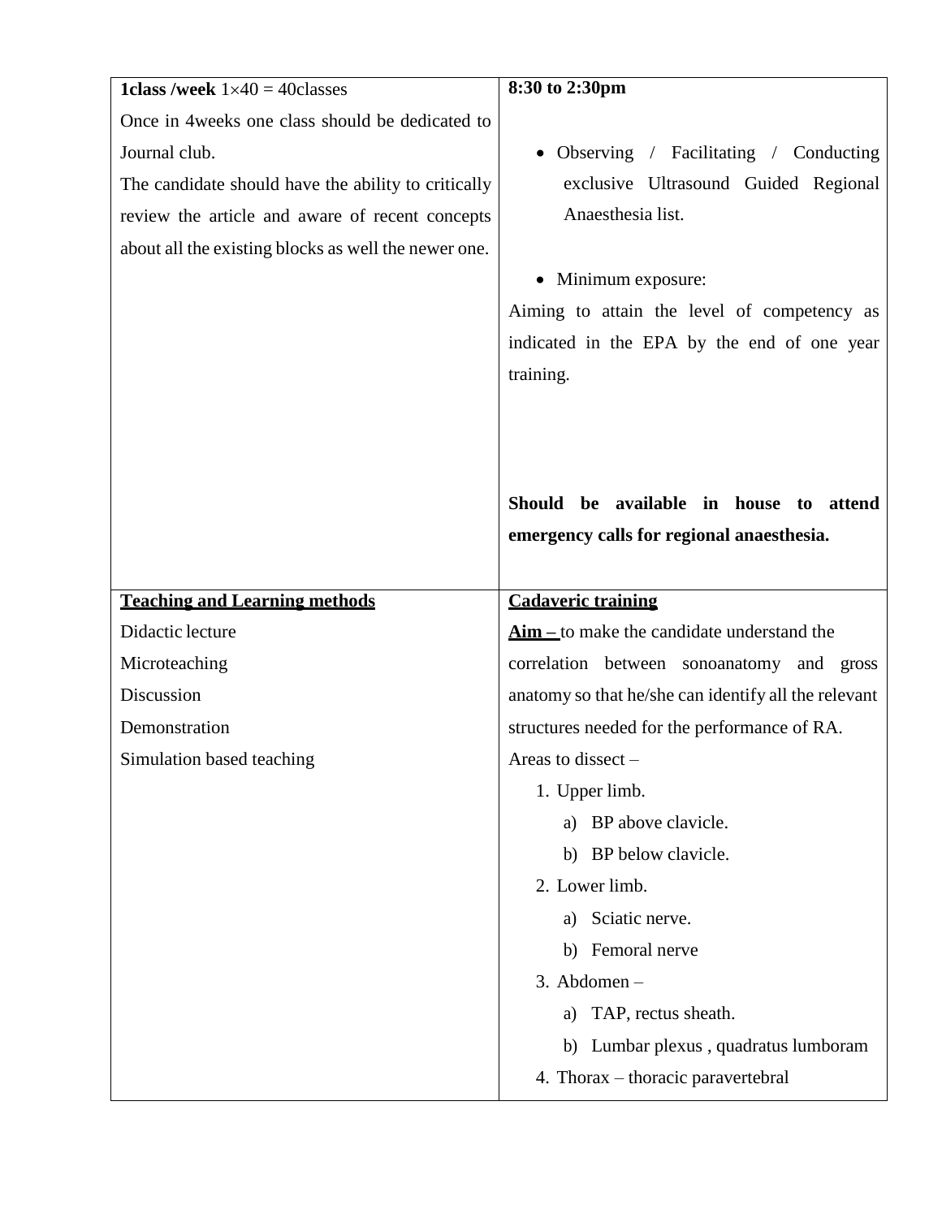| | |
|---|---|
| **1class /week** $1 \times 40 = 40$classes<br>Once in 4weeks one class should be dedicated to Journal club.<br>The candidate should have the ability to critically review the article and aware of recent concepts about all the existing blocks as well the newer one. | **8:30 to 2:30pm**<br>• Observing / Facilitating / Conducting exclusive Ultrasound Guided Regional Anaesthesia list.<br>• Minimum exposure:<br>Aiming to attain the level of competency as indicated in the EPA by the end of one year training.<br>**Should be available in house to attend emergency calls for regional anaesthesia.** |
| **Teaching and Learning methods**<br>Didactic lecture<br>Microteaching<br>Discussion<br>Demonstration<br>Simulation based teaching | **Cadaveric training**<br>**Aim –** to make the candidate understand the correlation between sonoanatomy and gross anatomy so that he/she can identify all the relevant structures needed for the performance of RA.<br>Areas to dissect –<br>1. Upper limb.<br>a) BP above clavicle.<br>b) BP below clavicle.<br>2. Lower limb.<br>a) Sciatic nerve.<br>b) Femoral nerve<br>3. Abdomen –<br>a) TAP, rectus sheath.<br>b) Lumbar plexus , quadratus lumboram<br>4. Thorax – thoracic paravertebral |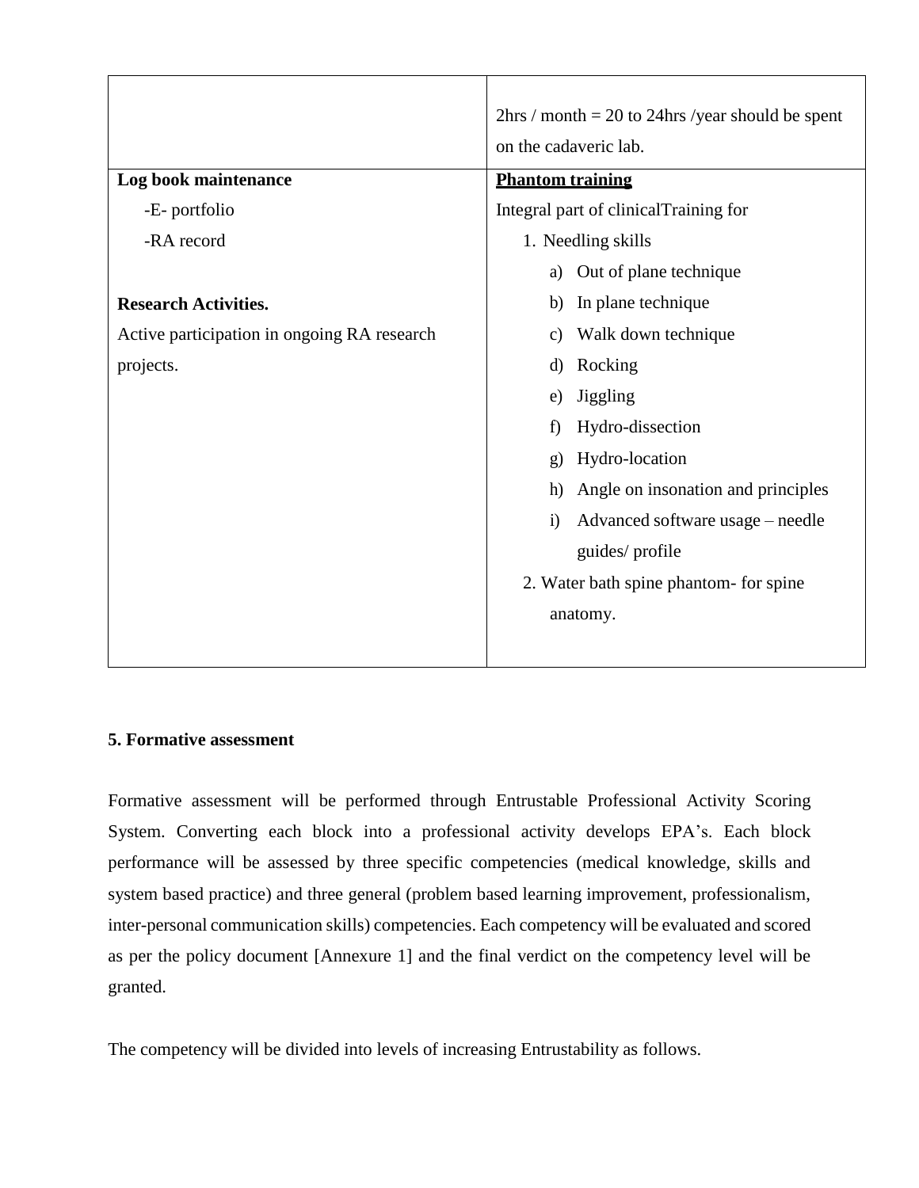| | |
|---|---|
| | 2hrs / month = 20 to 24hrs /year should be spent on the cadaveric lab. |
| **Log book maintenance**<br>-E- portfolio<br>-RA record<br><br>**Research Activities.**<br>Active participation in ongoing RA research projects. | **<u>Phantom training</u>**<br>Integral part of clinicalTraining for<br>1. Needling skills<br>a) Out of plane technique<br>b) In plane technique<br>c) Walk down technique<br>d) Rocking<br>e) Jiggling<br>f) Hydro-dissection<br>g) Hydro-location<br>h) Angle on insonation and principles<br>i) Advanced software usage – needle guides/ profile<br>2. Water bath spine phantom- for spine anatomy. |

**5. Formative assessment**

Formative assessment will be performed through Entrustable Professional Activity Scoring System. Converting each block into a professional activity develops EPA's. Each block performance will be assessed by three specific competencies (medical knowledge, skills and system based practice) and three general (problem based learning improvement, professionalism, inter-personal communication skills) competencies. Each competency will be evaluated and scored as per the policy document [Annexure 1] and the final verdict on the competency level will be granted.

The competency will be divided into levels of increasing Entrustability as follows.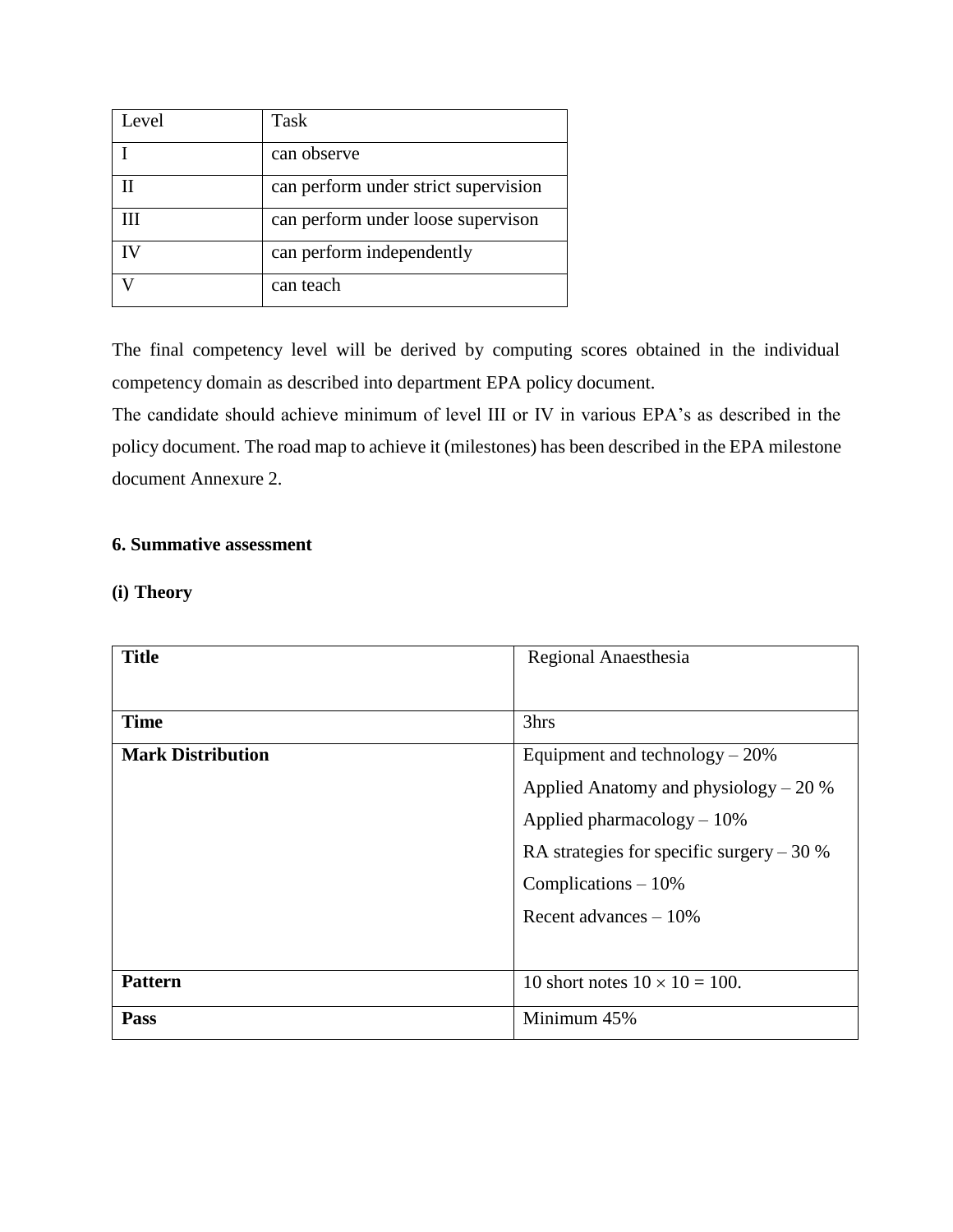| Level | Task |
| --- | --- |
| I | can observe |
| II | can perform under strict supervision |
| III | can perform under loose supervison |
| IV | can perform independently |
| V | can teach |

The final competency level will be derived by computing scores obtained in the individual competency domain as described into department EPA policy document.

The candidate should achieve minimum of level III or IV in various EPA's as described in the policy document. The road map to achieve it (milestones) has been described in the EPA milestone document Annexure 2.

**6. Summative assessment**

**(i) Theory**

| | |
| --- | --- |
| **Title** | Regional Anaesthesia |
| **Time** | 3hrs |
| **Mark Distribution** | Equipment and technology – 20%<br>Applied Anatomy and physiology – 20 %<br>Applied pharmacology – 10%<br>RA strategies for specific surgery – 30 %<br>Complications – 10%<br>Recent advances – 10% |
| **Pattern** | 10 short notes $10 \times 10 = 100$. |
| **Pass** | Minimum 45% |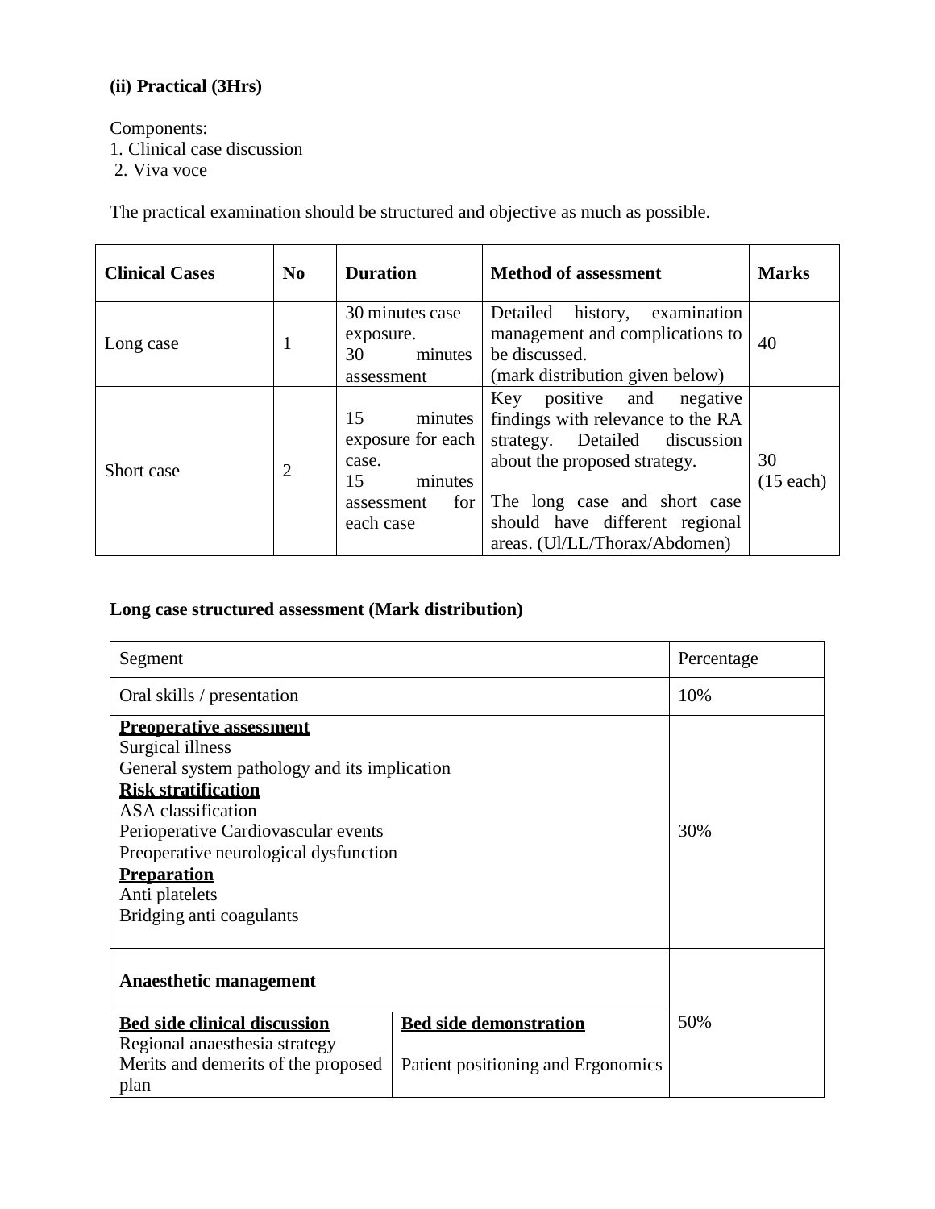**(ii) Practical (3Hrs)**

Components:
1. Clinical case discussion
2. Viva voce

The practical examination should be structured and objective as much as possible.

| **Clinical Cases** | **No** | **Duration** | **Method of assessment** | **Marks** |
|---|---|---|---|---|
| Long case | 1 | 30 minutes case exposure.<br>30 minutes assessment | Detailed history, examination management and complications to be discussed.<br>(mark distribution given below) | 40 |
| Short case | 2 | 15 minutes exposure for each case.<br>15 minutes assessment for each case | Key positive and negative findings with relevance to the RA strategy. Detailed discussion about the proposed strategy.<br><br>The long case and short case should have different regional areas. (Ul/LL/Thorax/Abdomen) | 30<br>(15 each) |

**Long case structured assessment (Mark distribution)**

| Segment | | Percentage |
|---|---|---|
| Oral skills / presentation | | 10% |
| **Preoperative assessment**<br>Surgical illness<br>General system pathology and its implication<br>**Risk stratification**<br>ASA classification<br>Perioperative Cardiovascular events<br>Preoperative neurological dysfunction<br>**Preparation**<br>Anti platelets<br>Bridging anti coagulants | | 30% |
| **Anaesthetic management** | | 50% |
| **Bed side clinical discussion**<br>Regional anaesthesia strategy<br>Merits and demerits of the proposed plan | **Bed side demonstration**<br>Patient positioning and Ergonomics | |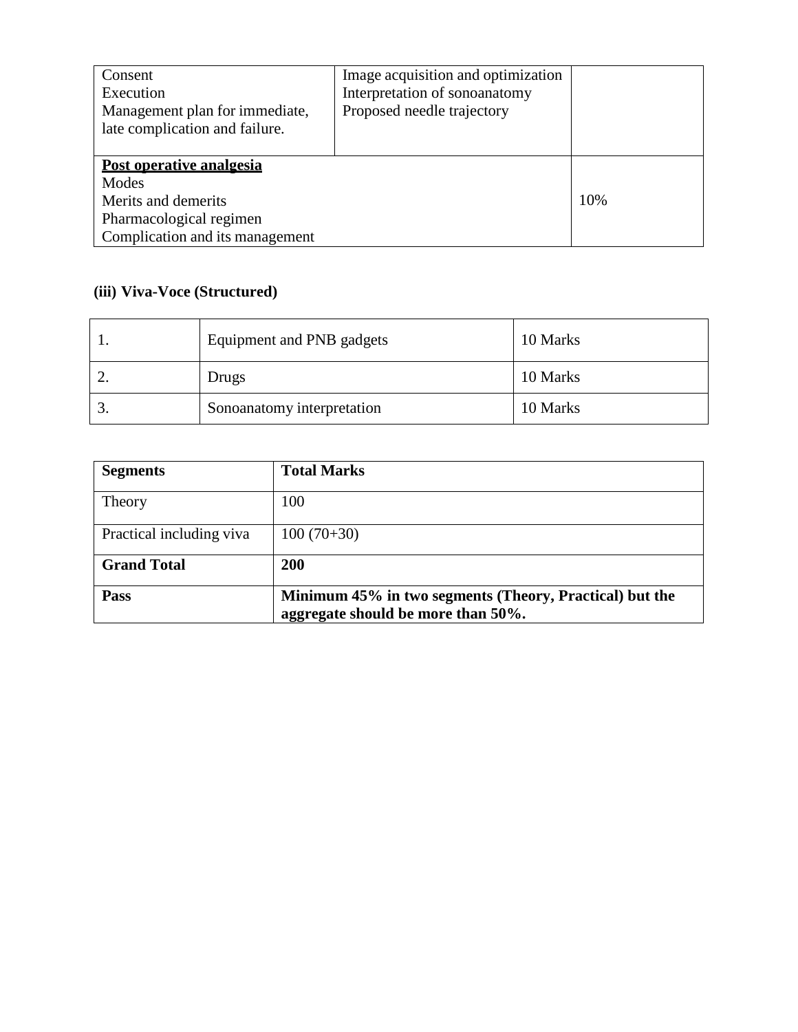| | | |
|---|---|---|
| Consent<br>Execution<br>Management plan for immediate, late complication and failure. | Image acquisition and optimization<br>Interpretation of sonoanatomy<br>Proposed needle trajectory | |
| **Post operative analgesia**<br>Modes<br>Merits and demerits<br>Pharmacological regimen<br>Complication and its management | | 10% |

### (iii) Viva-Voce (Structured)

| | | |
|---|---|---|
| 1. | Equipment and PNB gadgets | 10 Marks |
| 2. | Drugs | 10 Marks |
| 3. | Sonoanatomy interpretation | 10 Marks |

| **Segments** | **Total Marks** |
|---|---|
| Theory | 100 |
| Practical including viva | 100 (70+30) |
| **Grand Total** | **200** |
| **Pass** | **Minimum 45% in two segments (Theory, Practical) but the aggregate should be more than 50%.** |